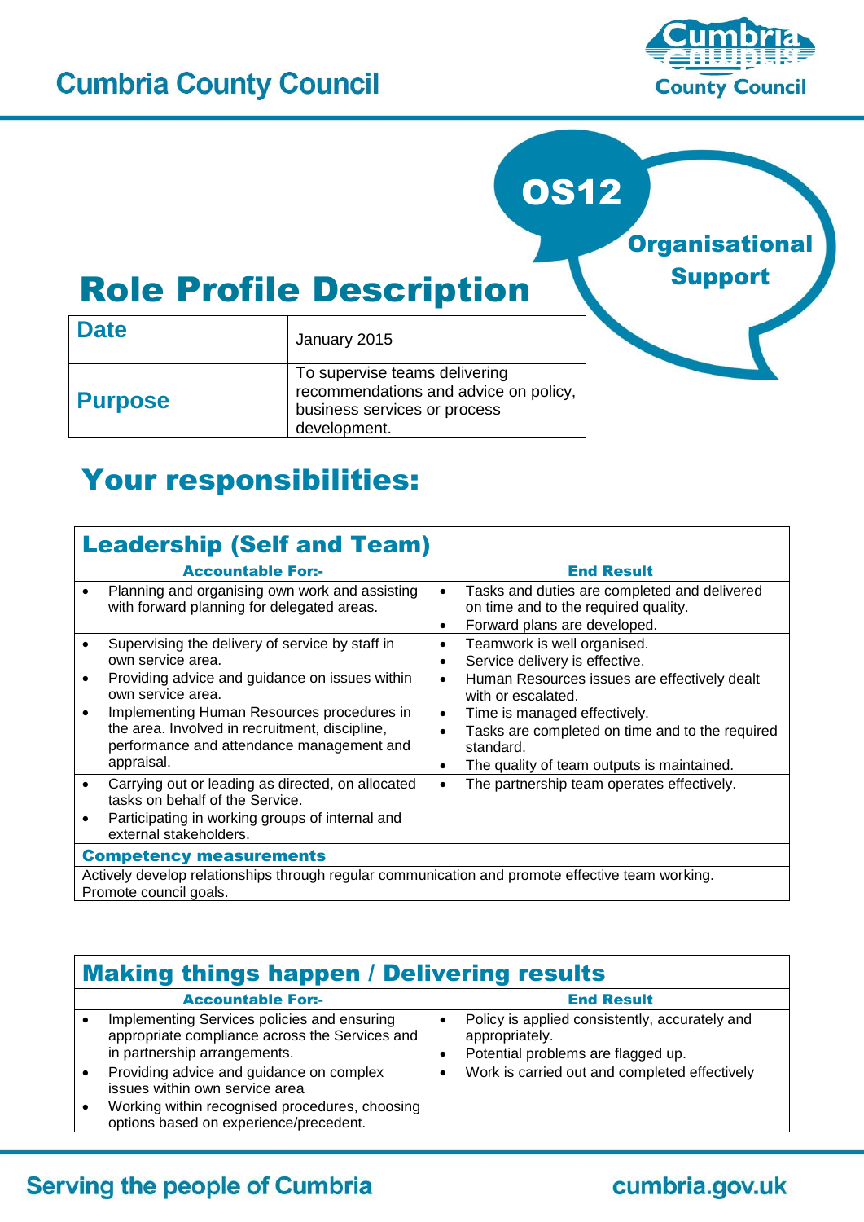# Cumbria County Council

**OS12**

**Organisational Support**

# Role Profile Description

| **Date** | January 2015 |
|---|---|
| **Purpose** | To supervise teams delivering recommendations and advice on policy, business services or process development. |

# Your responsibilities:

## Leadership (Self and Team)

| Accountable For:- | End Result |
|---|---|
| • Planning and organising own work and assisting with forward planning for delegated areas. | • Tasks and duties are completed and delivered on time and to the required quality.<br>• Forward plans are developed. |
| • Supervising the delivery of service by staff in own service area.<br>• Providing advice and guidance on issues within own service area.<br>• Implementing Human Resources procedures in the area. Involved in recruitment, discipline, performance and attendance management and appraisal. | • Teamwork is well organised.<br>• Service delivery is effective.<br>• Human Resources issues are effectively dealt with or escalated.<br>• Time is managed effectively.<br>• Tasks are completed on time and to the required standard.<br>• The quality of team outputs is maintained. |
| • Carrying out or leading as directed, on allocated tasks on behalf of the Service.<br>• Participating in working groups of internal and external stakeholders. | • The partnership team operates effectively. |

**Competency measurements**

Actively develop relationships through regular communication and promote effective team working. Promote council goals.

## Making things happen / Delivering results

| Accountable For:- | End Result |
|---|---|
| • Implementing Services policies and ensuring appropriate compliance across the Services and in partnership arrangements. | • Policy is applied consistently, accurately and appropriately.<br>• Potential problems are flagged up. |
| • Providing advice and guidance on complex issues within own service area<br>• Working within recognised procedures, choosing options based on experience/precedent. | • Work is carried out and completed effectively |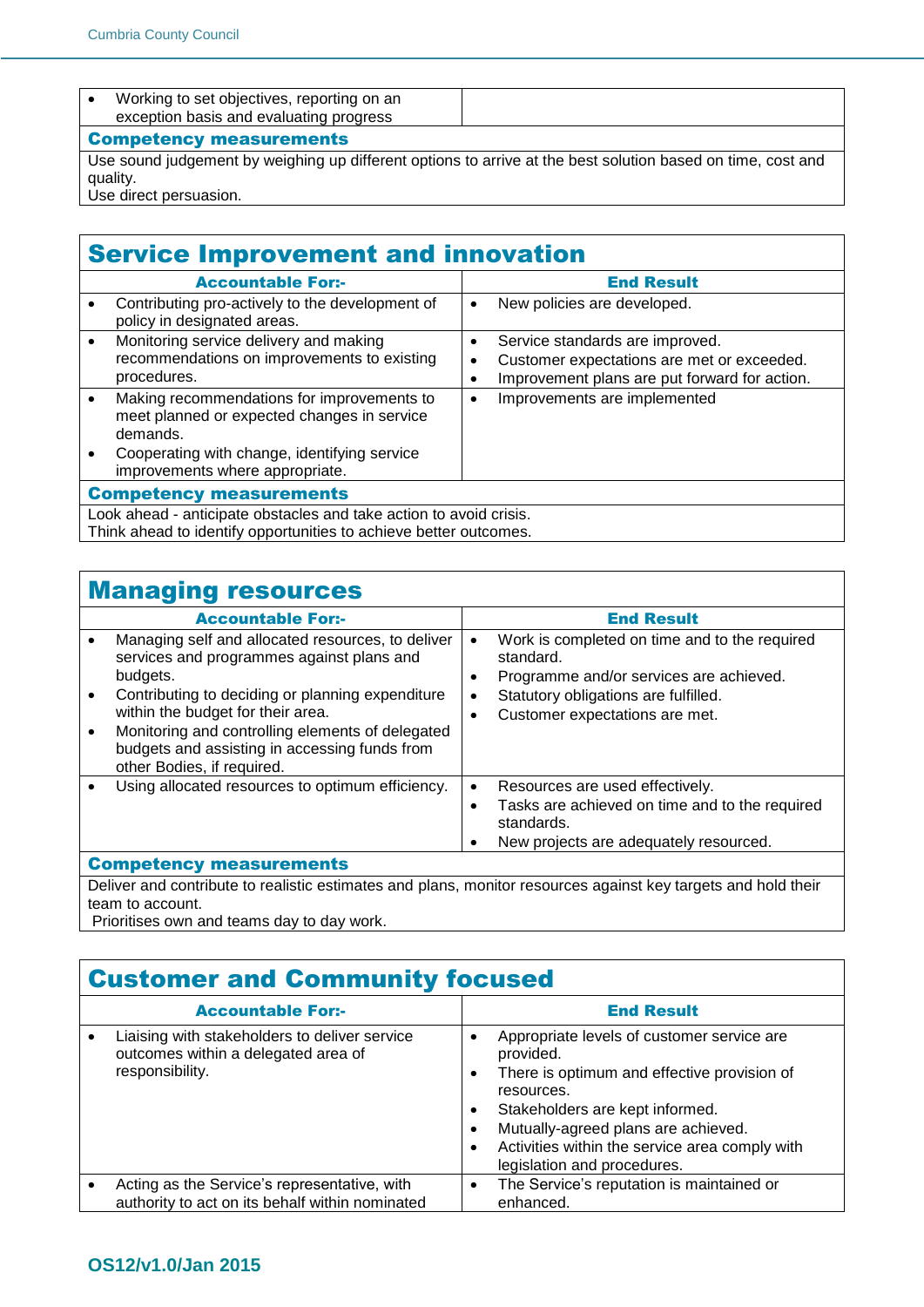| | |
|---|---|
| • Working to set objectives, reporting on an exception basis and evaluating progress | |

**Competency measurements**

Use sound judgement by weighing up different options to arrive at the best solution based on time, cost and quality.
Use direct persuasion.

## Service Improvement and innovation

| Accountable For:- | End Result |
|---|---|
| • Contributing pro-actively to the development of policy in designated areas. | • New policies are developed. |
| • Monitoring service delivery and making recommendations on improvements to existing procedures. | • Service standards are improved.<br>• Customer expectations are met or exceeded.<br>• Improvement plans are put forward for action. |
| • Making recommendations for improvements to meet planned or expected changes in service demands.<br>• Cooperating with change, identifying service improvements where appropriate. | • Improvements are implemented |

**Competency measurements**

Look ahead - anticipate obstacles and take action to avoid crisis.
Think ahead to identify opportunities to achieve better outcomes.

## Managing resources

| Accountable For:- | End Result |
|---|---|
| • Managing self and allocated resources, to deliver services and programmes against plans and budgets.<br>• Contributing to deciding or planning expenditure within the budget for their area.<br>• Monitoring and controlling elements of delegated budgets and assisting in accessing funds from other Bodies, if required. | • Work is completed on time and to the required standard.<br>• Programme and/or services are achieved.<br>• Statutory obligations are fulfilled.<br>• Customer expectations are met. |
| • Using allocated resources to optimum efficiency. | • Resources are used effectively.<br>• Tasks are achieved on time and to the required standards.<br>• New projects are adequately resourced. |

**Competency measurements**

Deliver and contribute to realistic estimates and plans, monitor resources against key targets and hold their team to account.
Prioritises own and teams day to day work.

## Customer and Community focused

| Accountable For:- | End Result |
|---|---|
| • Liaising with stakeholders to deliver service outcomes within a delegated area of responsibility. | • Appropriate levels of customer service are provided.<br>• There is optimum and effective provision of resources.<br>• Stakeholders are kept informed.<br>• Mutually-agreed plans are achieved.<br>• Activities within the service area comply with legislation and procedures. |
| • Acting as the Service's representative, with authority to act on its behalf within nominated | • The Service's reputation is maintained or enhanced. |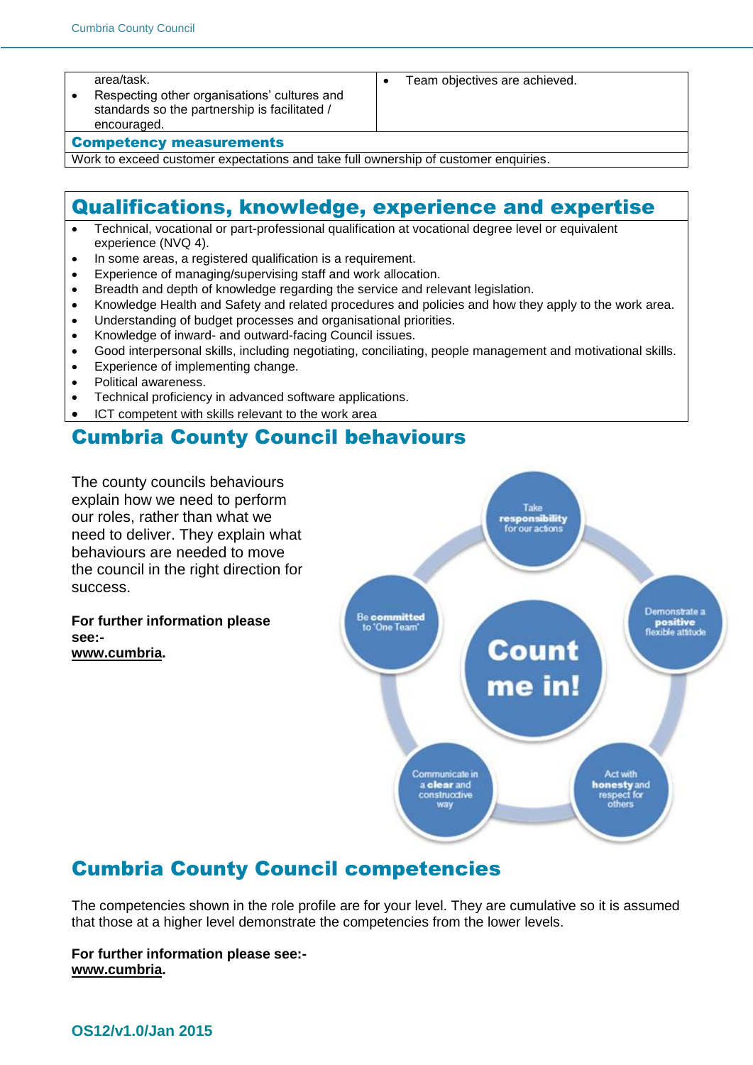| | |
|---|---|
| area/task.<br>• Respecting other organisations' cultures and standards so the partnership is facilitated / encouraged. | • Team objectives are achieved. |

**Competency measurements**

Work to exceed customer expectations and take full ownership of customer enquiries.

## Qualifications, knowledge, experience and expertise

- Technical, vocational or part-professional qualification at vocational degree level or equivalent experience (NVQ 4).
- In some areas, a registered qualification is a requirement.
- Experience of managing/supervising staff and work allocation.
- Breadth and depth of knowledge regarding the service and relevant legislation.
- Knowledge Health and Safety and related procedures and policies and how they apply to the work area.
- Understanding of budget processes and organisational priorities.
- Knowledge of inward- and outward-facing Council issues.
- Good interpersonal skills, including negotiating, conciliating, people management and motivational skills.
- Experience of implementing change.
- Political awareness.
- Technical proficiency in advanced software applications.
- ICT competent with skills relevant to the work area

## Cumbria County Council behaviours

The county councils behaviours explain how we need to perform our roles, rather than what we need to deliver. They explain what behaviours are needed to move the council in the right direction for success.

**For further information please see:-**
**www.cumbria.**

Count me in!

Take **responsibility** for our actions

Demonstrate a **positive** flexible attitude

Act with **honesty** and respect for others

Communicate in a **clear** and constructive way

Be **committed** to 'One Team'

## Cumbria County Council competencies

The competencies shown in the role profile are for your level. They are cumulative so it is assumed that those at a higher level demonstrate the competencies from the lower levels.

**For further information please see:-**
**www.cumbria.**

**OS12/v1.0/Jan 2015**